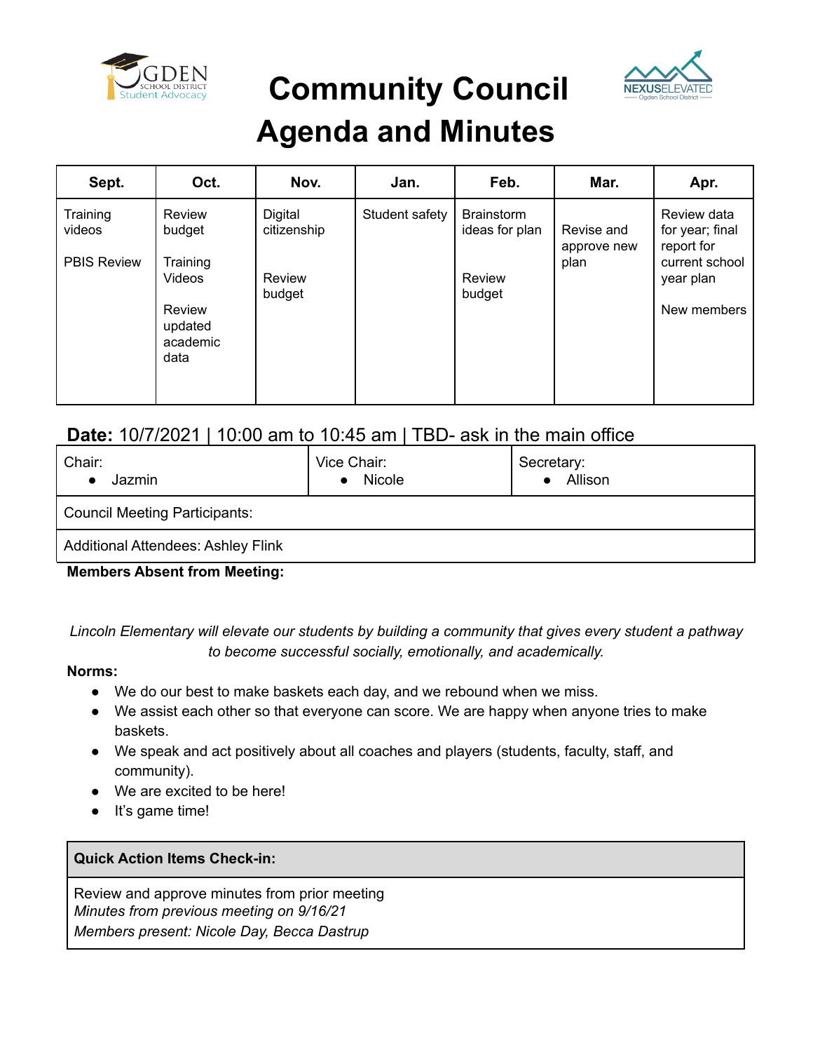# Community Council Agenda and Minutes

| Sept. | Oct. | Nov. | Jan. | Feb. | Mar. | Apr. |
|---|---|---|---|---|---|---|
| Training videos<br><br>PBIS Review | Review budget<br><br>Training Videos<br><br>Review updated academic data | Digital citizenship<br><br>Review budget | Student safety | Brainstorm ideas for plan<br><br>Review budget | Revise and approve new plan | Review data for year; final report for current school year plan<br><br>New members |

**Date:** 10/7/2021 | 10:00 am to 10:45 am | TBD- ask in the main office

| Chair: | Vice Chair: | Secretary: |
|---|---|---|
| • Jazmin | • Nicole | • Allison |
| Council Meeting Participants: | | |
| Additional Attendees: Ashley Flink | | |

**Members Absent from Meeting:**

*Lincoln Elementary will elevate our students by building a community that gives every student a pathway to become successful socially, emotionally, and academically.*

**Norms:**

- We do our best to make baskets each day, and we rebound when we miss.
- We assist each other so that everyone can score. We are happy when anyone tries to make baskets.
- We speak and act positively about all coaches and players (students, faculty, staff, and community).
- We are excited to be here!
- It's game time!

| Quick Action Items Check-in: |
|---|
| Review and approve minutes from prior meeting<br>*Minutes from previous meeting on 9/16/21*<br>*Members present: Nicole Day, Becca Dastrup* |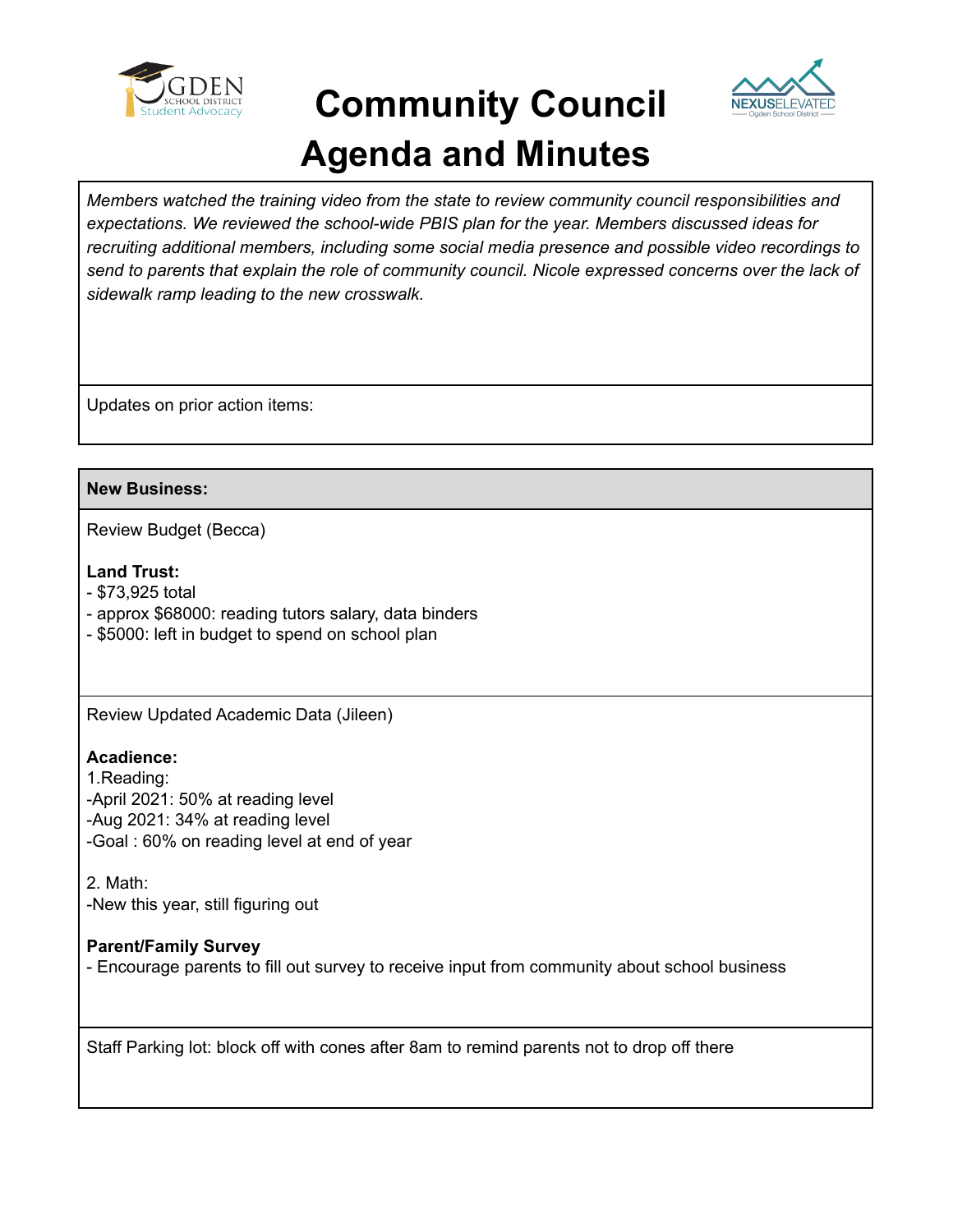# Community Council Agenda and Minutes

*Members watched the training video from the state to review community council responsibilities and expectations. We reviewed the school-wide PBIS plan for the year. Members discussed ideas for recruiting additional members, including some social media presence and possible video recordings to send to parents that explain the role of community council. Nicole expressed concerns over the lack of sidewalk ramp leading to the new crosswalk.*

Updates on prior action items:

**New Business:**

Review Budget (Becca)

**Land Trust:**
- $73,925 total
- approx $68000: reading tutors salary, data binders
- $5000: left in budget to spend on school plan

Review Updated Academic Data (Jileen)

**Acadience:**

1.Reading:

-April 2021: 50% at reading level

-Aug 2021: 34% at reading level

-Goal : 60% on reading level at end of year

2. Math:

-New this year, still figuring out

**Parent/Family Survey**
- Encourage parents to fill out survey to receive input from community about school business

Staff Parking lot: block off with cones after 8am to remind parents not to drop off there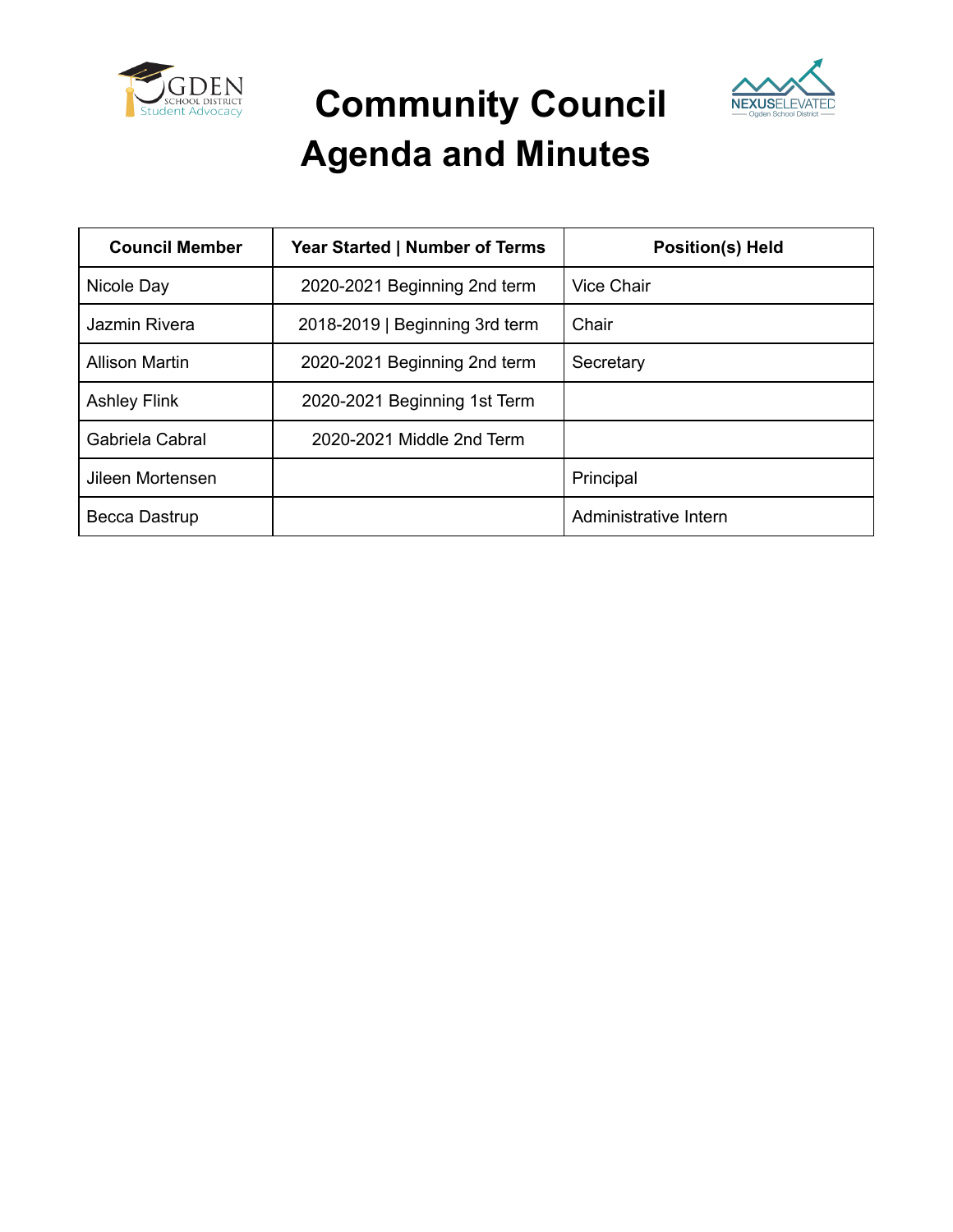# Community Council Agenda and Minutes

| Council Member | Year Started \| Number of Terms | Position(s) Held |
|---|---|---|
| Nicole Day | 2020-2021 Beginning 2nd term | Vice Chair |
| Jazmin Rivera | 2018-2019 \| Beginning 3rd term | Chair |
| Allison Martin | 2020-2021 Beginning 2nd term | Secretary |
| Ashley Flink | 2020-2021 Beginning 1st Term | |
| Gabriela Cabral | 2020-2021 Middle 2nd Term | |
| Jileen Mortensen | | Principal |
| Becca Dastrup | | Administrative Intern |